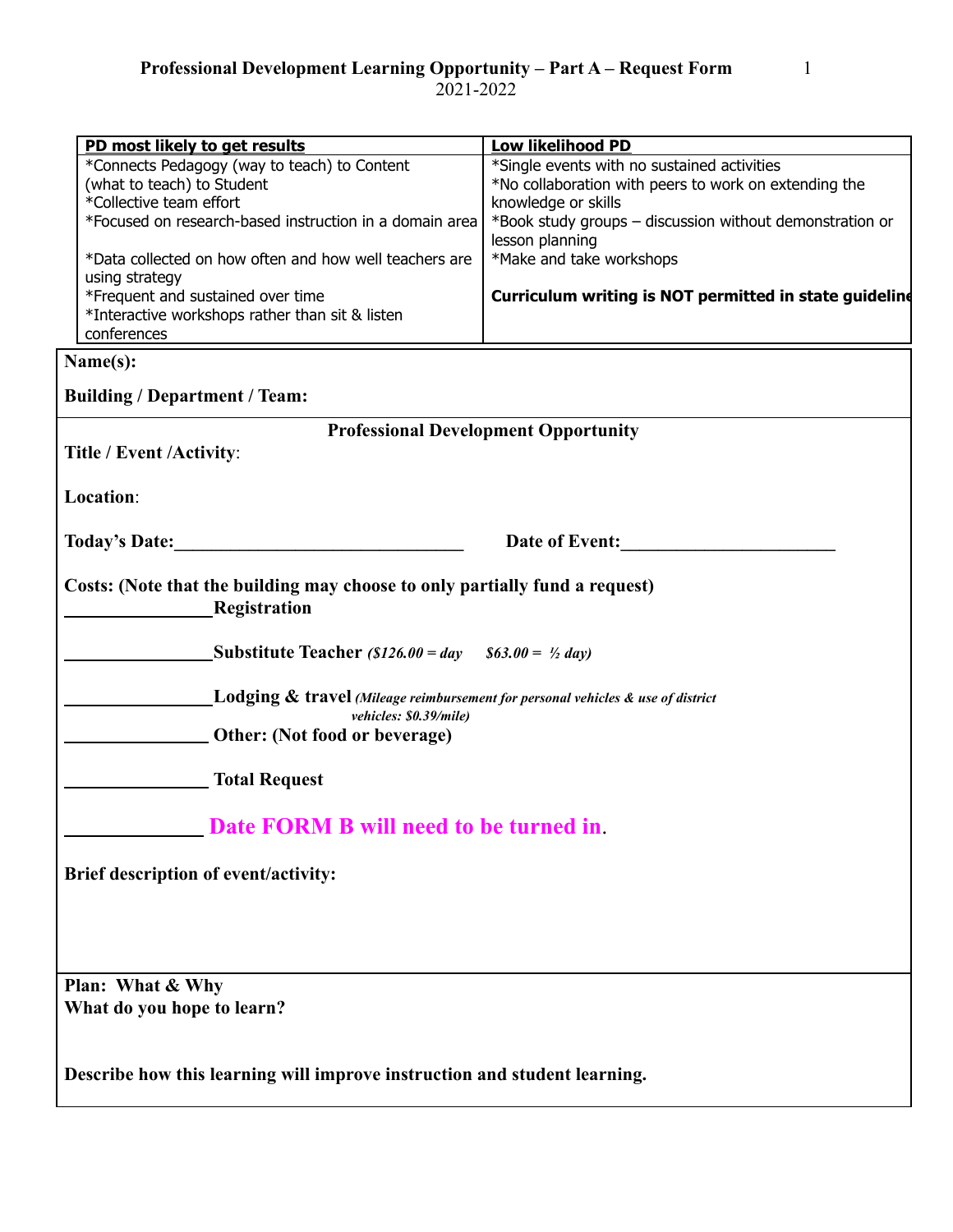# Professional Development Learning Opportunity – Part A – Request Form
2021-2022

| PD most likely to get results | Low likelihood PD |
|---|---|
| *Connects Pedagogy (way to teach) to Content (what to teach) to Student<br>*Collective team effort<br>*Focused on research-based instruction in a domain area<br><br>*Data collected on how often and how well teachers are using strategy<br>*Frequent and sustained over time<br>*Interactive workshops rather than sit & listen conferences | *Single events with no sustained activities<br>*No collaboration with peers to work on extending the knowledge or skills<br>*Book study groups – discussion without demonstration or lesson planning<br>*Make and take workshops<br><br>**Curriculum writing is NOT permitted in state guideline** |

**Name(s):**

**Building / Department / Team:**

**Professional Development Opportunity**

**Title / Event /Activity**:

**Location**:

**Today's Date:**_______________________________ **Date of Event:**_______________________

**Costs: (Note that the building may choose to only partially fund a request)**

________________**Registration**

________________**Substitute Teacher** ***($126.00 = day $63.00 = ½ day)***

________________**Lodging & travel** ***(Mileage reimbursement for personal vehicles & use of district vehicles: $0.39/mile)***

________________ **Other: (Not food or beverage)**

________________ **Total Request**

______________ **Date FORM B will need to be turned in**.

**Brief description of event/activity:**

**Plan: What & Why**
**What do you hope to learn?**

**Describe how this learning will improve instruction and student learning.**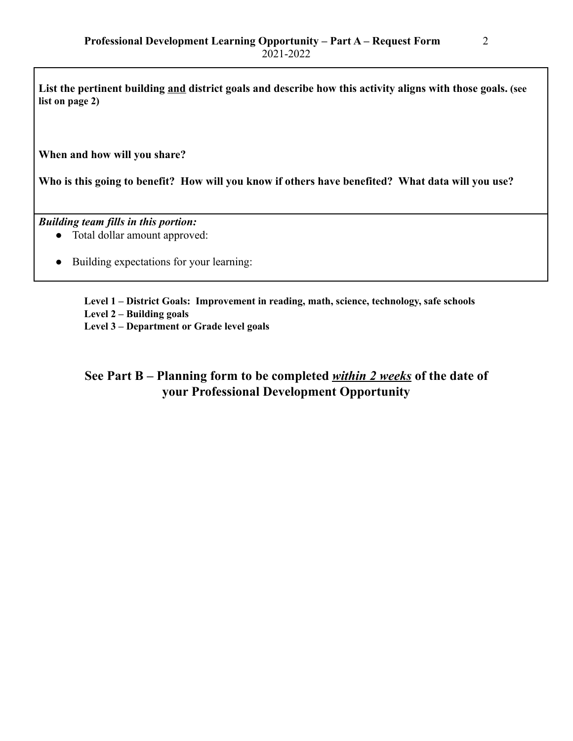**List the pertinent building <u>and</u> district goals and describe how this activity aligns with those goals.** **(see list on page 2)**

**When and how will you share?**

**Who is this going to benefit? How will you know if others have benefited? What data will you use?**

***Building team fills in this portion:***

- Total dollar amount approved:
- Building expectations for your learning:

**Level 1 – District Goals: Improvement in reading, math, science, technology, safe schools**
**Level 2 – Building goals**
**Level 3 – Department or Grade level goals**

## See Part B – Planning form to be completed ***<u>within 2 weeks</u>*** of the date of your Professional Development Opportunity